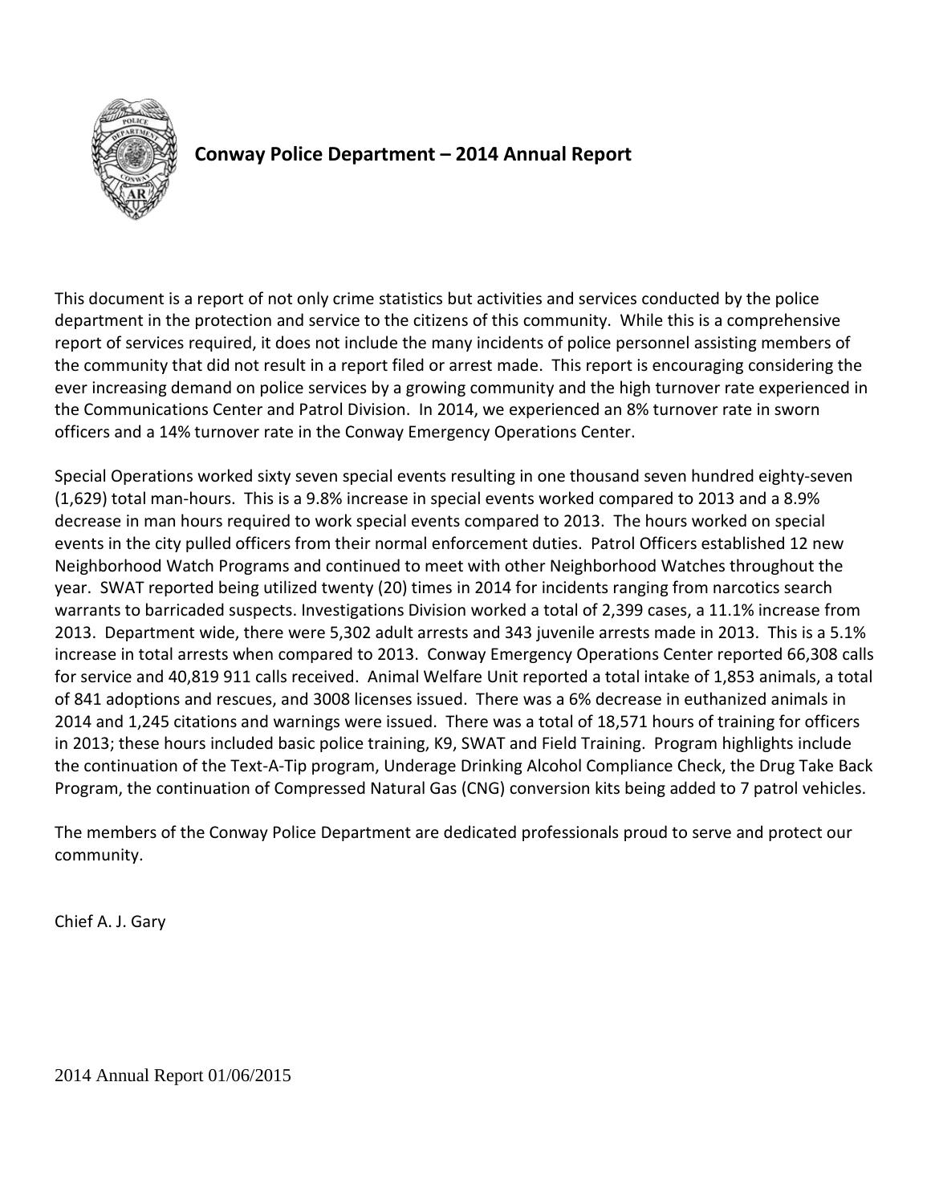# Conway Police Department – 2014 Annual Report

This document is a report of not only crime statistics but activities and services conducted by the police department in the protection and service to the citizens of this community. While this is a comprehensive report of services required, it does not include the many incidents of police personnel assisting members of the community that did not result in a report filed or arrest made. This report is encouraging considering the ever increasing demand on police services by a growing community and the high turnover rate experienced in the Communications Center and Patrol Division. In 2014, we experienced an 8% turnover rate in sworn officers and a 14% turnover rate in the Conway Emergency Operations Center.

Special Operations worked sixty seven special events resulting in one thousand seven hundred eighty-seven (1,629) total man-hours. This is a 9.8% increase in special events worked compared to 2013 and a 8.9% decrease in man hours required to work special events compared to 2013. The hours worked on special events in the city pulled officers from their normal enforcement duties. Patrol Officers established 12 new Neighborhood Watch Programs and continued to meet with other Neighborhood Watches throughout the year. SWAT reported being utilized twenty (20) times in 2014 for incidents ranging from narcotics search warrants to barricaded suspects. Investigations Division worked a total of 2,399 cases, a 11.1% increase from 2013. Department wide, there were 5,302 adult arrests and 343 juvenile arrests made in 2013. This is a 5.1% increase in total arrests when compared to 2013. Conway Emergency Operations Center reported 66,308 calls for service and 40,819 911 calls received. Animal Welfare Unit reported a total intake of 1,853 animals, a total of 841 adoptions and rescues, and 3008 licenses issued. There was a 6% decrease in euthanized animals in 2014 and 1,245 citations and warnings were issued. There was a total of 18,571 hours of training for officers in 2013; these hours included basic police training, K9, SWAT and Field Training. Program highlights include the continuation of the Text-A-Tip program, Underage Drinking Alcohol Compliance Check, the Drug Take Back Program, the continuation of Compressed Natural Gas (CNG) conversion kits being added to 7 patrol vehicles.

The members of the Conway Police Department are dedicated professionals proud to serve and protect our community.

Chief A. J. Gary

2014 Annual Report 01/06/2015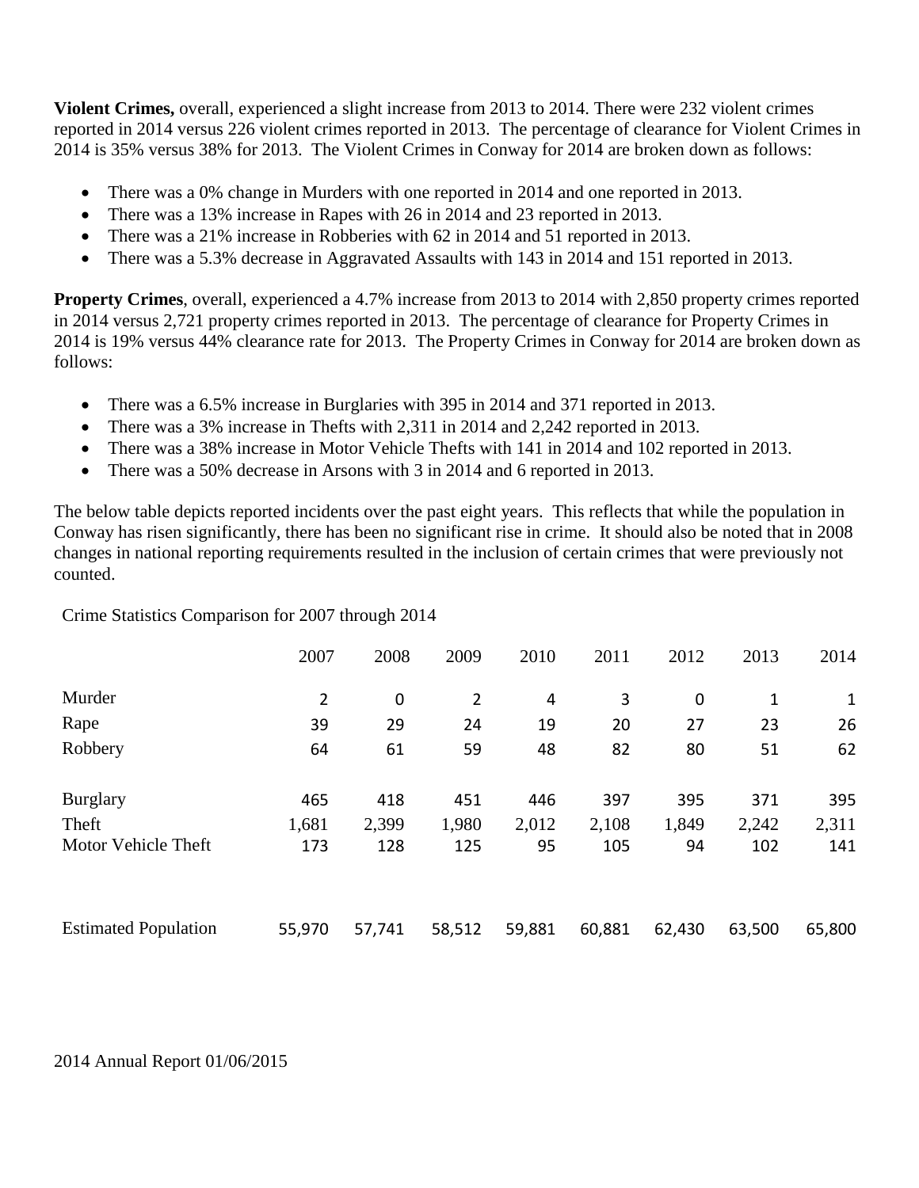**Violent Crimes,** overall, experienced a slight increase from 2013 to 2014. There were 232 violent crimes reported in 2014 versus 226 violent crimes reported in 2013. The percentage of clearance for Violent Crimes in 2014 is 35% versus 38% for 2013. The Violent Crimes in Conway for 2014 are broken down as follows:

- There was a 0% change in Murders with one reported in 2014 and one reported in 2013.
- There was a 13% increase in Rapes with 26 in 2014 and 23 reported in 2013.
- There was a 21% increase in Robberies with 62 in 2014 and 51 reported in 2013.
- There was a 5.3% decrease in Aggravated Assaults with 143 in 2014 and 151 reported in 2013.

**Property Crimes**, overall, experienced a 4.7% increase from 2013 to 2014 with 2,850 property crimes reported in 2014 versus 2,721 property crimes reported in 2013. The percentage of clearance for Property Crimes in 2014 is 19% versus 44% clearance rate for 2013. The Property Crimes in Conway for 2014 are broken down as follows:

- There was a 6.5% increase in Burglaries with 395 in 2014 and 371 reported in 2013.
- There was a 3% increase in Thefts with 2,311 in 2014 and 2,242 reported in 2013.
- There was a 38% increase in Motor Vehicle Thefts with 141 in 2014 and 102 reported in 2013.
- There was a 50% decrease in Arsons with 3 in 2014 and 6 reported in 2013.

The below table depicts reported incidents over the past eight years. This reflects that while the population in Conway has risen significantly, there has been no significant rise in crime. It should also be noted that in 2008 changes in national reporting requirements resulted in the inclusion of certain crimes that were previously not counted.

Crime Statistics Comparison for 2007 through 2014

| | 2007 | 2008 | 2009 | 2010 | 2011 | 2012 | 2013 | 2014 |
|---|---|---|---|---|---|---|---|---|
| Murder | 2 | 0 | 2 | 4 | 3 | 0 | 1 | 1 |
| Rape | 39 | 29 | 24 | 19 | 20 | 27 | 23 | 26 |
| Robbery | 64 | 61 | 59 | 48 | 82 | 80 | 51 | 62 |
| Burglary | 465 | 418 | 451 | 446 | 397 | 395 | 371 | 395 |
| Theft | 1,681 | 2,399 | 1,980 | 2,012 | 2,108 | 1,849 | 2,242 | 2,311 |
| Motor Vehicle Theft | 173 | 128 | 125 | 95 | 105 | 94 | 102 | 141 |
| Estimated Population | 55,970 | 57,741 | 58,512 | 59,881 | 60,881 | 62,430 | 63,500 | 65,800 |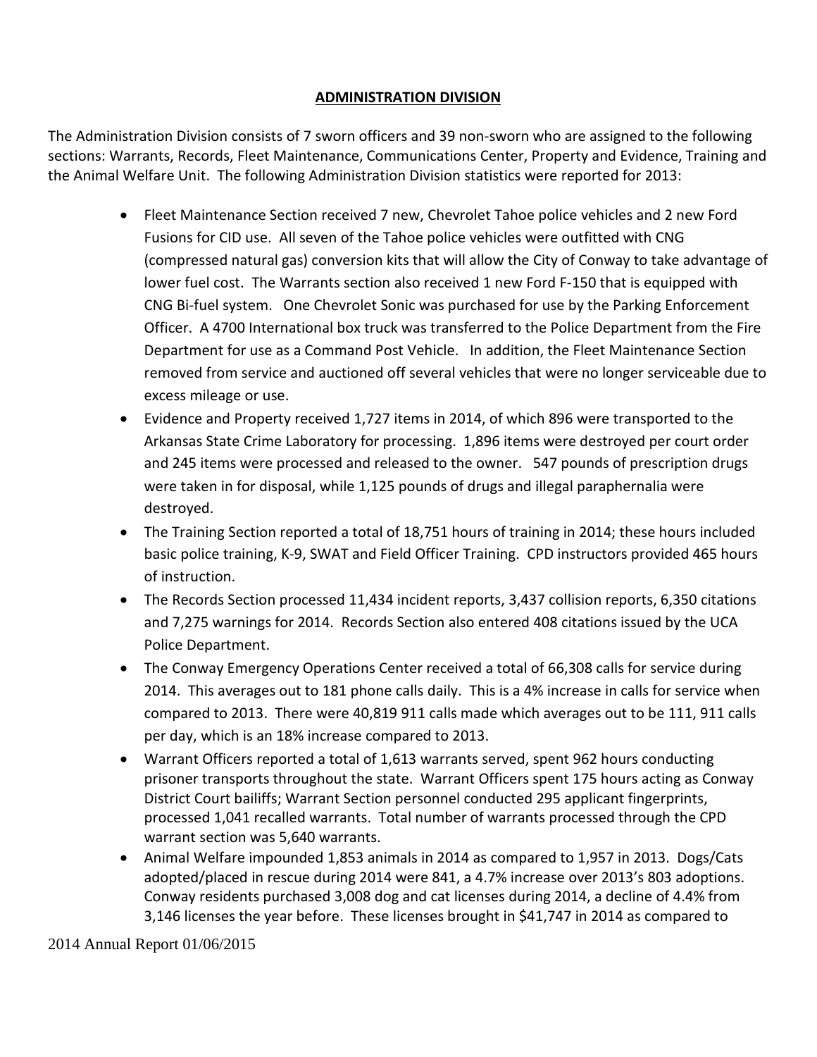## ADMINISTRATION DIVISION

The Administration Division consists of 7 sworn officers and 39 non-sworn who are assigned to the following sections: Warrants, Records, Fleet Maintenance, Communications Center, Property and Evidence, Training and the Animal Welfare Unit. The following Administration Division statistics were reported for 2013:

- Fleet Maintenance Section received 7 new, Chevrolet Tahoe police vehicles and 2 new Ford Fusions for CID use. All seven of the Tahoe police vehicles were outfitted with CNG (compressed natural gas) conversion kits that will allow the City of Conway to take advantage of lower fuel cost. The Warrants section also received 1 new Ford F-150 that is equipped with CNG Bi-fuel system. One Chevrolet Sonic was purchased for use by the Parking Enforcement Officer. A 4700 International box truck was transferred to the Police Department from the Fire Department for use as a Command Post Vehicle. In addition, the Fleet Maintenance Section removed from service and auctioned off several vehicles that were no longer serviceable due to excess mileage or use.
- Evidence and Property received 1,727 items in 2014, of which 896 were transported to the Arkansas State Crime Laboratory for processing. 1,896 items were destroyed per court order and 245 items were processed and released to the owner. 547 pounds of prescription drugs were taken in for disposal, while 1,125 pounds of drugs and illegal paraphernalia were destroyed.
- The Training Section reported a total of 18,751 hours of training in 2014; these hours included basic police training, K-9, SWAT and Field Officer Training. CPD instructors provided 465 hours of instruction.
- The Records Section processed 11,434 incident reports, 3,437 collision reports, 6,350 citations and 7,275 warnings for 2014. Records Section also entered 408 citations issued by the UCA Police Department.
- The Conway Emergency Operations Center received a total of 66,308 calls for service during 2014. This averages out to 181 phone calls daily. This is a 4% increase in calls for service when compared to 2013. There were 40,819 911 calls made which averages out to be 111, 911 calls per day, which is an 18% increase compared to 2013.
- Warrant Officers reported a total of 1,613 warrants served, spent 962 hours conducting prisoner transports throughout the state. Warrant Officers spent 175 hours acting as Conway District Court bailiffs; Warrant Section personnel conducted 295 applicant fingerprints, processed 1,041 recalled warrants. Total number of warrants processed through the CPD warrant section was 5,640 warrants.
- Animal Welfare impounded 1,853 animals in 2014 as compared to 1,957 in 2013. Dogs/Cats adopted/placed in rescue during 2014 were 841, a 4.7% increase over 2013's 803 adoptions. Conway residents purchased 3,008 dog and cat licenses during 2014, a decline of 4.4% from 3,146 licenses the year before. These licenses brought in $41,747 in 2014 as compared to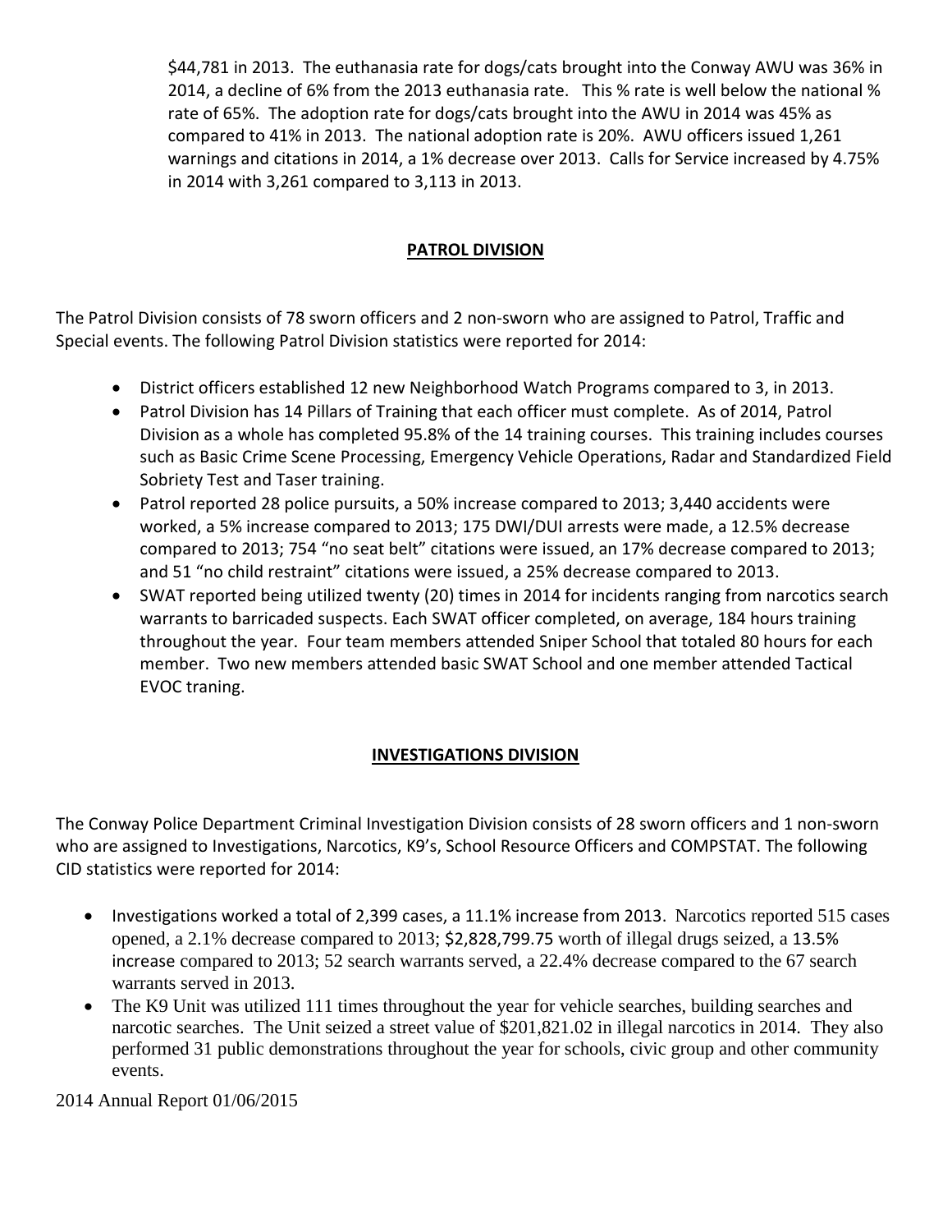$44,781 in 2013. The euthanasia rate for dogs/cats brought into the Conway AWU was 36% in 2014, a decline of 6% from the 2013 euthanasia rate. This % rate is well below the national % rate of 65%. The adoption rate for dogs/cats brought into the AWU in 2014 was 45% as compared to 41% in 2013. The national adoption rate is 20%. AWU officers issued 1,261 warnings and citations in 2014, a 1% decrease over 2013. Calls for Service increased by 4.75% in 2014 with 3,261 compared to 3,113 in 2013.

## PATROL DIVISION

The Patrol Division consists of 78 sworn officers and 2 non-sworn who are assigned to Patrol, Traffic and Special events. The following Patrol Division statistics were reported for 2014:

- District officers established 12 new Neighborhood Watch Programs compared to 3, in 2013.
- Patrol Division has 14 Pillars of Training that each officer must complete. As of 2014, Patrol Division as a whole has completed 95.8% of the 14 training courses. This training includes courses such as Basic Crime Scene Processing, Emergency Vehicle Operations, Radar and Standardized Field Sobriety Test and Taser training.
- Patrol reported 28 police pursuits, a 50% increase compared to 2013; 3,440 accidents were worked, a 5% increase compared to 2013; 175 DWI/DUI arrests were made, a 12.5% decrease compared to 2013; 754 "no seat belt" citations were issued, an 17% decrease compared to 2013; and 51 "no child restraint" citations were issued, a 25% decrease compared to 2013.
- SWAT reported being utilized twenty (20) times in 2014 for incidents ranging from narcotics search warrants to barricaded suspects. Each SWAT officer completed, on average, 184 hours training throughout the year. Four team members attended Sniper School that totaled 80 hours for each member. Two new members attended basic SWAT School and one member attended Tactical EVOC traning.

## INVESTIGATIONS DIVISION

The Conway Police Department Criminal Investigation Division consists of 28 sworn officers and 1 non-sworn who are assigned to Investigations, Narcotics, K9's, School Resource Officers and COMPSTAT. The following CID statistics were reported for 2014:

- Investigations worked a total of 2,399 cases, a 11.1% increase from 2013. Narcotics reported 515 cases opened, a 2.1% decrease compared to 2013; $2,828,799.75 worth of illegal drugs seized, a 13.5% increase compared to 2013; 52 search warrants served, a 22.4% decrease compared to the 67 search warrants served in 2013.
- The K9 Unit was utilized 111 times throughout the year for vehicle searches, building searches and narcotic searches. The Unit seized a street value of $201,821.02 in illegal narcotics in 2014. They also performed 31 public demonstrations throughout the year for schools, civic group and other community events.

2014 Annual Report 01/06/2015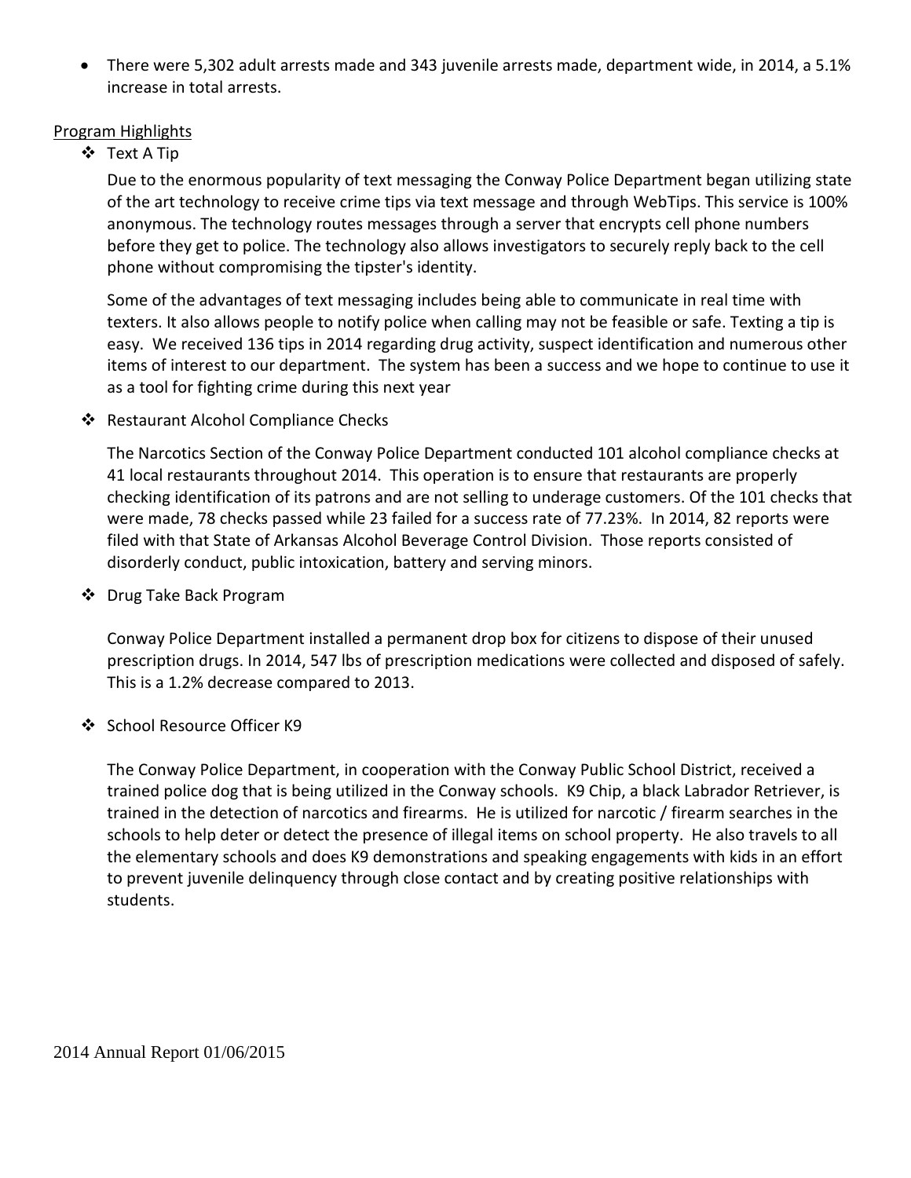- There were 5,302 adult arrests made and 343 juvenile arrests made, department wide, in 2014, a 5.1% increase in total arrests.

Program Highlights

- Text A Tip

  Due to the enormous popularity of text messaging the Conway Police Department began utilizing state of the art technology to receive crime tips via text message and through WebTips. This service is 100% anonymous. The technology routes messages through a server that encrypts cell phone numbers before they get to police. The technology also allows investigators to securely reply back to the cell phone without compromising the tipster's identity.

  Some of the advantages of text messaging includes being able to communicate in real time with texters. It also allows people to notify police when calling may not be feasible or safe. Texting a tip is easy. We received 136 tips in 2014 regarding drug activity, suspect identification and numerous other items of interest to our department. The system has been a success and we hope to continue to use it as a tool for fighting crime during this next year

- Restaurant Alcohol Compliance Checks

  The Narcotics Section of the Conway Police Department conducted 101 alcohol compliance checks at 41 local restaurants throughout 2014. This operation is to ensure that restaurants are properly checking identification of its patrons and are not selling to underage customers. Of the 101 checks that were made, 78 checks passed while 23 failed for a success rate of 77.23%. In 2014, 82 reports were filed with that State of Arkansas Alcohol Beverage Control Division. Those reports consisted of disorderly conduct, public intoxication, battery and serving minors.

- Drug Take Back Program

  Conway Police Department installed a permanent drop box for citizens to dispose of their unused prescription drugs. In 2014, 547 lbs of prescription medications were collected and disposed of safely. This is a 1.2% decrease compared to 2013.

- School Resource Officer K9

  The Conway Police Department, in cooperation with the Conway Public School District, received a trained police dog that is being utilized in the Conway schools. K9 Chip, a black Labrador Retriever, is trained in the detection of narcotics and firearms. He is utilized for narcotic / firearm searches in the schools to help deter or detect the presence of illegal items on school property. He also travels to all the elementary schools and does K9 demonstrations and speaking engagements with kids in an effort to prevent juvenile delinquency through close contact and by creating positive relationships with students.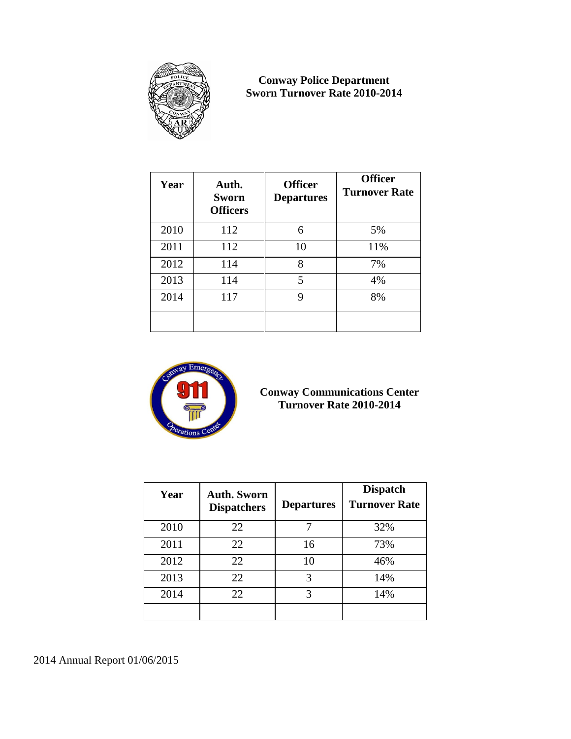**Conway Police Department**
**Sworn Turnover Rate 2010-2014**

| Year | Auth. Sworn Officers | Officer Departures | Officer Turnover Rate |
|---|---|---|---|
| 2010 | 112 | 6 | 5% |
| 2011 | 112 | 10 | 11% |
| 2012 | 114 | 8 | 7% |
| 2013 | 114 | 5 | 4% |
| 2014 | 117 | 9 | 8% |
| | | | |

**Conway Communications Center**
**Turnover Rate 2010-2014**

| Year | Auth. Sworn Dispatchers | Departures | Dispatch Turnover Rate |
|---|---|---|---|
| 2010 | 22 | 7 | 32% |
| 2011 | 22 | 16 | 73% |
| 2012 | 22 | 10 | 46% |
| 2013 | 22 | 3 | 14% |
| 2014 | 22 | 3 | 14% |
| | | | |

2014 Annual Report 01/06/2015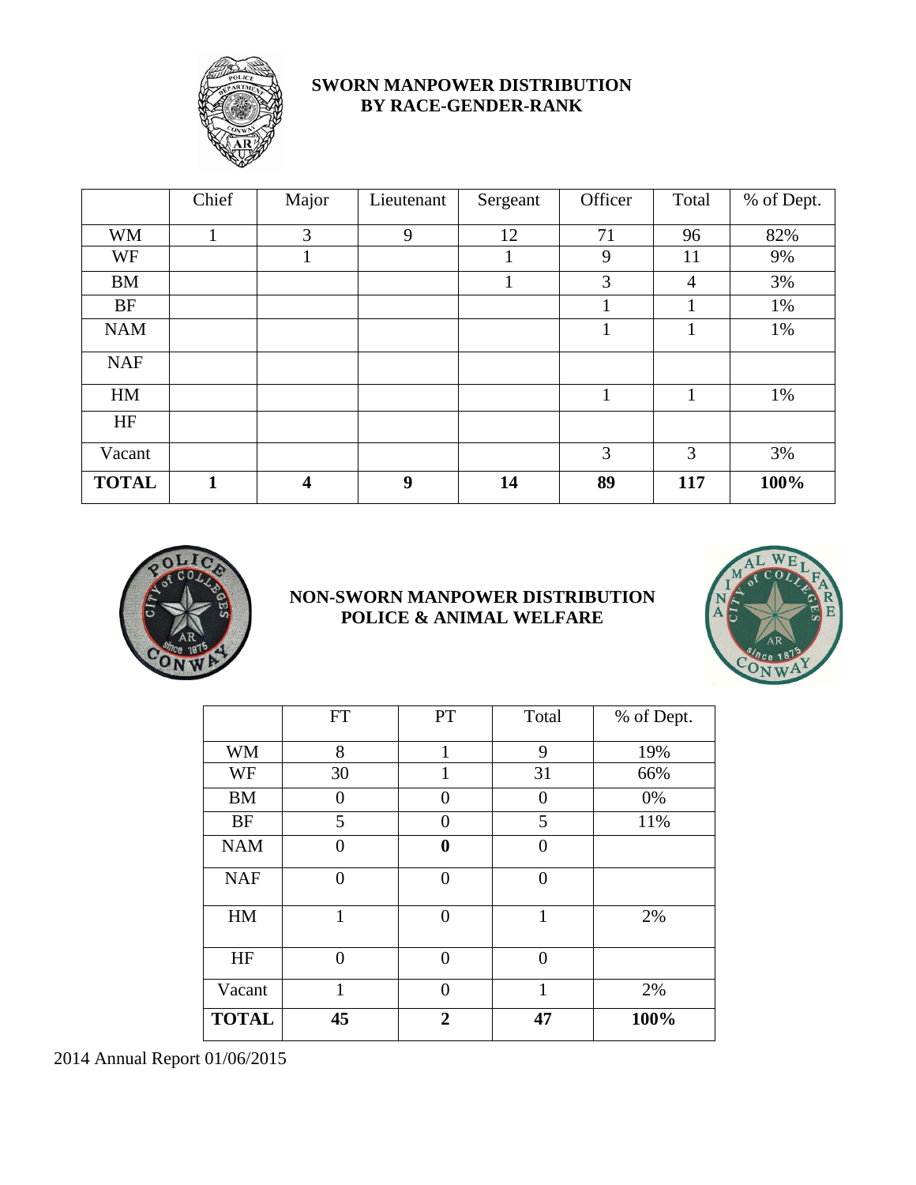## SWORN MANPOWER DISTRIBUTION BY RACE-GENDER-RANK

| | Chief | Major | Lieutenant | Sergeant | Officer | Total | % of Dept. |
|---|---|---|---|---|---|---|---|
| WM | 1 | 3 | 9 | 12 | 71 | 96 | 82% |
| WF | | 1 | | 1 | 9 | 11 | 9% |
| BM | | | | 1 | 3 | 4 | 3% |
| BF | | | | | 1 | 1 | 1% |
| NAM | | | | | 1 | 1 | 1% |
| NAF | | | | | | | |
| HM | | | | | 1 | 1 | 1% |
| HF | | | | | | | |
| Vacant | | | | | 3 | 3 | 3% |
| **TOTAL** | **1** | **4** | **9** | **14** | **89** | **117** | **100%** |

## NON-SWORN MANPOWER DISTRIBUTION POLICE & ANIMAL WELFARE

| | FT | PT | Total | % of Dept. |
|---|---|---|---|---|
| WM | 8 | 1 | 9 | 19% |
| WF | 30 | 1 | 31 | 66% |
| BM | 0 | 0 | 0 | 0% |
| BF | 5 | 0 | 5 | 11% |
| NAM | 0 | **0** | 0 | |
| NAF | 0 | 0 | 0 | |
| HM | 1 | 0 | 1 | 2% |
| HF | 0 | 0 | 0 | |
| Vacant | 1 | 0 | 1 | 2% |
| **TOTAL** | **45** | **2** | **47** | **100%** |

2014 Annual Report 01/06/2015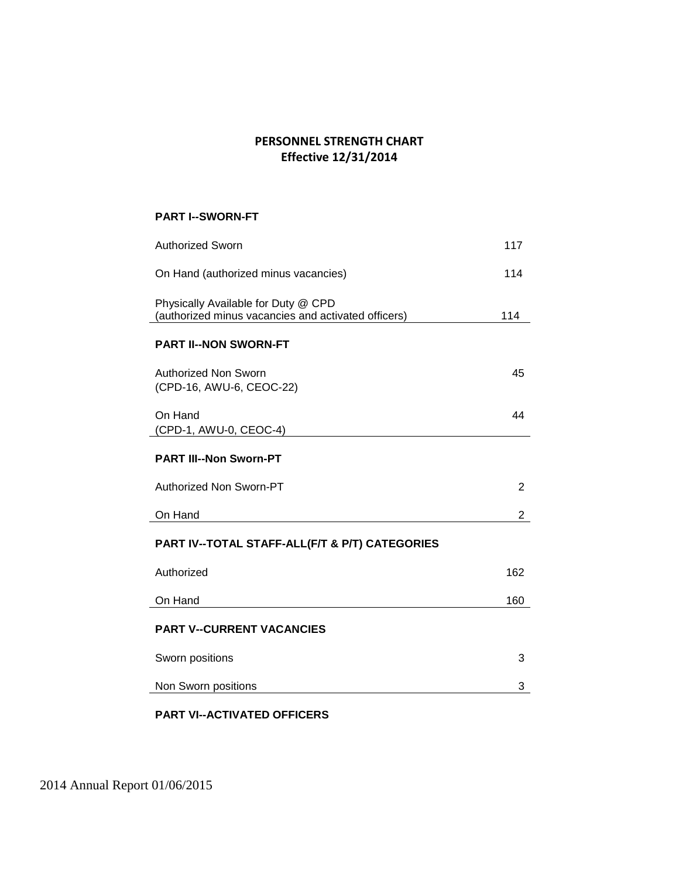# PERSONNEL STRENGTH CHART
## Effective 12/31/2014

### PART I--SWORN-FT

| | |
|---|---|
| Authorized Sworn | 117 |
| On Hand (authorized minus vacancies) | 114 |
| Physically Available for Duty @ CPD (authorized minus vacancies and activated officers) | 114 |

### PART II--NON SWORN-FT

| | |
|---|---|
| Authorized Non Sworn (CPD-16, AWU-6, CEOC-22) | 45 |
| On Hand (CPD-1, AWU-0, CEOC-4) | 44 |

### PART III--Non Sworn-PT

| | |
|---|---|
| Authorized Non Sworn-PT | 2 |
| On Hand | 2 |

### PART IV--TOTAL STAFF-ALL(F/T & P/T) CATEGORIES

| | |
|---|---|
| Authorized | 162 |
| On Hand | 160 |

### PART V--CURRENT VACANCIES

| | |
|---|---|
| Sworn positions | 3 |
| Non Sworn positions | 3 |

### PART VI--ACTIVATED OFFICERS

2014 Annual Report 01/06/2015